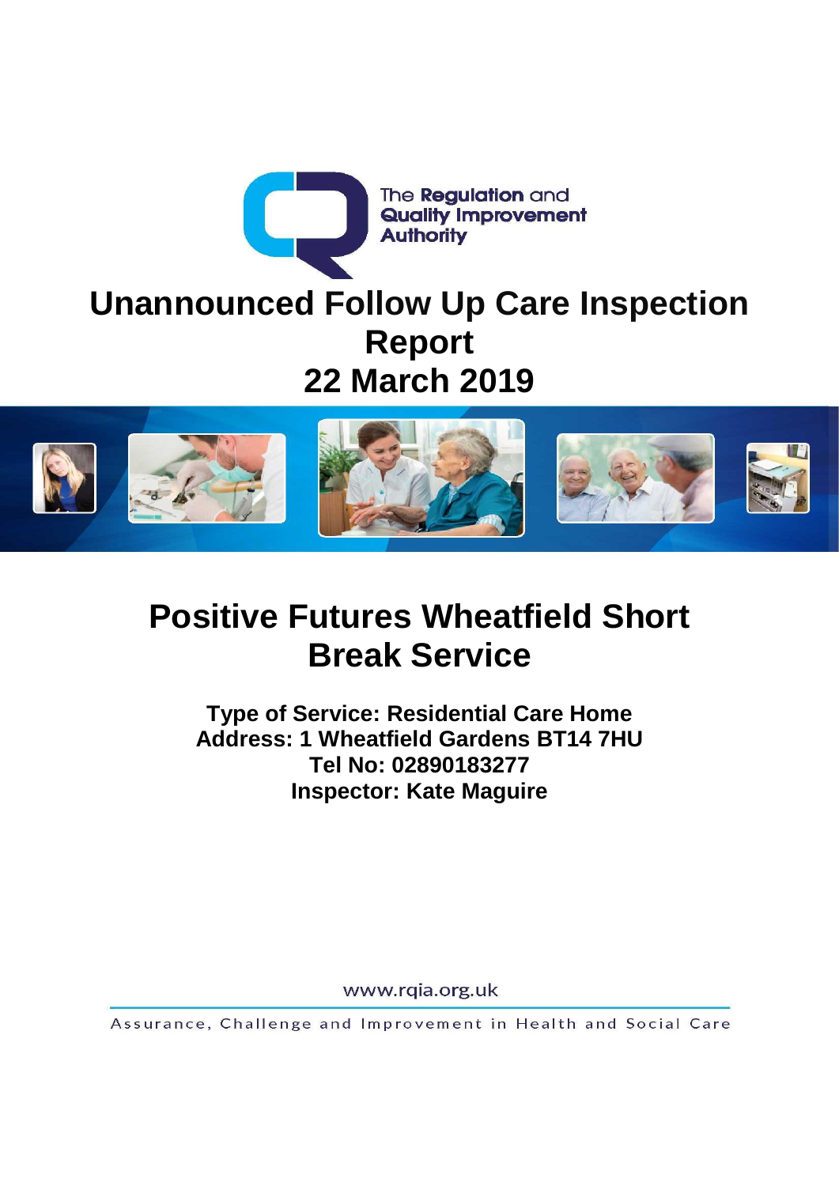The Regulation and Quality Improvement Authority

# Unannounced Follow Up Care Inspection Report
# 22 March 2019

# Positive Futures Wheatfield Short Break Service

**Type of Service: Residential Care Home**
**Address: 1 Wheatfield Gardens BT14 7HU**
**Tel No: 02890183277**
**Inspector: Kate Maguire**

www.rqia.org.uk

Assurance, Challenge and Improvement in Health and Social Care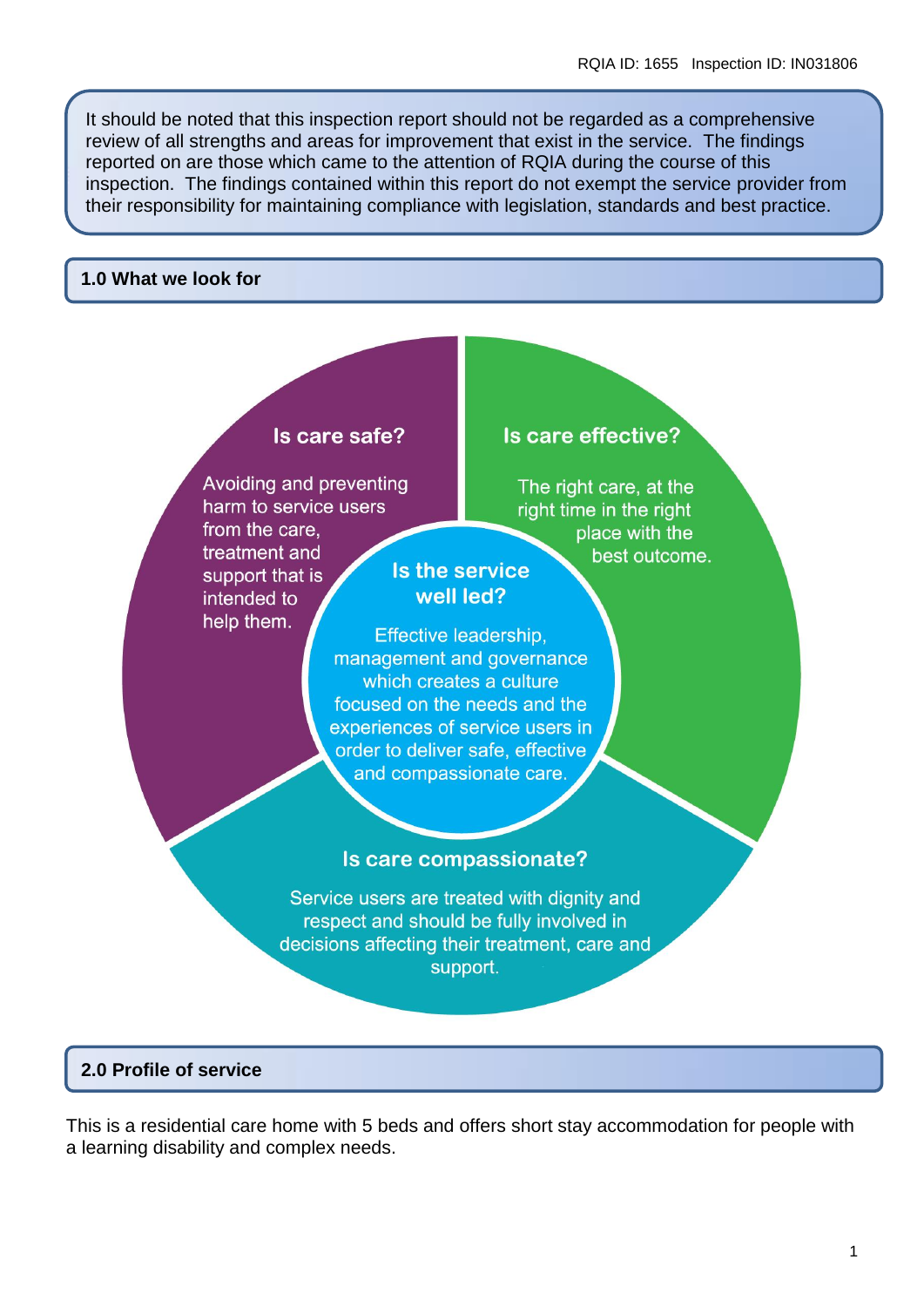It should be noted that this inspection report should not be regarded as a comprehensive review of all strengths and areas for improvement that exist in the service. The findings reported on are those which came to the attention of RQIA during the course of this inspection. The findings contained within this report do not exempt the service provider from their responsibility for maintaining compliance with legislation, standards and best practice.

## 1.0 What we look for

**Is care safe?**

Avoiding and preventing harm to service users from the care, treatment and support that is intended to help them.

**Is care effective?**

The right care, at the right time in the right place with the best outcome.

**Is the service well led?**

Effective leadership, management and governance which creates a culture focused on the needs and the experiences of service users in order to deliver safe, effective and compassionate care.

**Is care compassionate?**

Service users are treated with dignity and respect and should be fully involved in decisions affecting their treatment, care and support.

## 2.0 Profile of service

This is a residential care home with 5 beds and offers short stay accommodation for people with a learning disability and complex needs.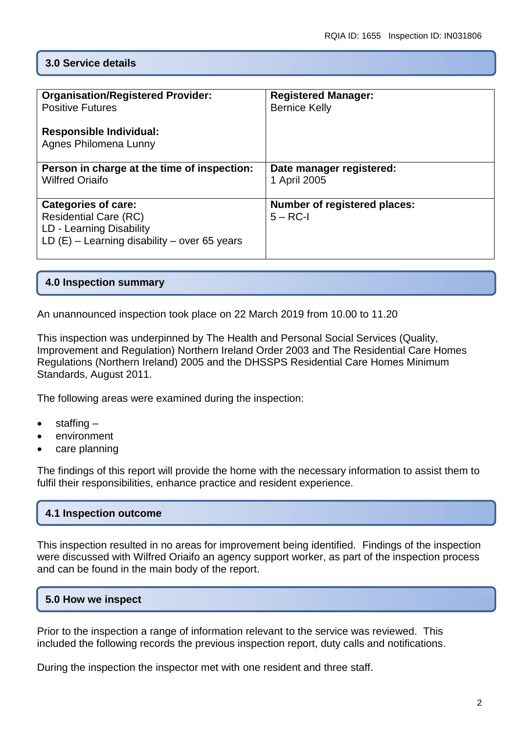## 3.0 Service details

| Organisation/Registered Provider: Positive Futures<br><br>Responsible Individual: Agnes Philomena Lunny | Registered Manager: Bernice Kelly |
|---|---|
| **Person in charge at the time of inspection:** Wilfred Oriaifo | **Date manager registered:** 1 April 2005 |
| **Categories of care:** Residential Care (RC)<br>LD - Learning Disability<br>LD (E) – Learning disability – over 65 years | **Number of registered places:** 5 – RC-I |

## 4.0 Inspection summary

An unannounced inspection took place on 22 March 2019 from 10.00 to 11.20

This inspection was underpinned by The Health and Personal Social Services (Quality, Improvement and Regulation) Northern Ireland Order 2003 and The Residential Care Homes Regulations (Northern Ireland) 2005 and the DHSSPS Residential Care Homes Minimum Standards, August 2011.

The following areas were examined during the inspection:

- staffing –
- environment
- care planning

The findings of this report will provide the home with the necessary information to assist them to fulfil their responsibilities, enhance practice and resident experience.

## 4.1 Inspection outcome

This inspection resulted in no areas for improvement being identified. Findings of the inspection were discussed with Wilfred Oriaifo an agency support worker, as part of the inspection process and can be found in the main body of the report.

## 5.0 How we inspect

Prior to the inspection a range of information relevant to the service was reviewed. This included the following records the previous inspection report, duty calls and notifications.

During the inspection the inspector met with one resident and three staff.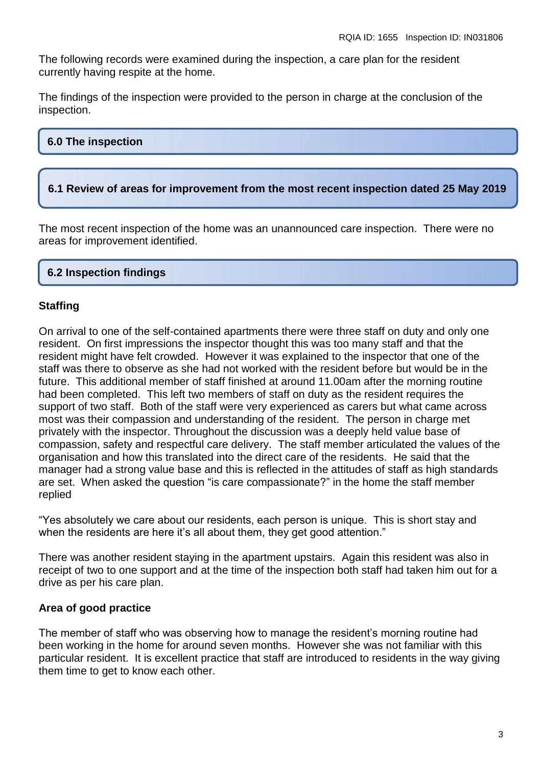The following records were examined during the inspection, a care plan for the resident currently having respite at the home.

The findings of the inspection were provided to the person in charge at the conclusion of the inspection.

## 6.0 The inspection

### 6.1 Review of areas for improvement from the most recent inspection dated 25 May 2019

The most recent inspection of the home was an unannounced care inspection. There were no areas for improvement identified.

### 6.2 Inspection findings

**Staffing**

On arrival to one of the self-contained apartments there were three staff on duty and only one resident. On first impressions the inspector thought this was too many staff and that the resident might have felt crowded. However it was explained to the inspector that one of the staff was there to observe as she had not worked with the resident before but would be in the future. This additional member of staff finished at around 11.00am after the morning routine had been completed. This left two members of staff on duty as the resident requires the support of two staff. Both of the staff were very experienced as carers but what came across most was their compassion and understanding of the resident. The person in charge met privately with the inspector. Throughout the discussion was a deeply held value base of compassion, safety and respectful care delivery. The staff member articulated the values of the organisation and how this translated into the direct care of the residents. He said that the manager had a strong value base and this is reflected in the attitudes of staff as high standards are set. When asked the question "is care compassionate?" in the home the staff member replied

"Yes absolutely we care about our residents, each person is unique. This is short stay and when the residents are here it's all about them, they get good attention."

There was another resident staying in the apartment upstairs. Again this resident was also in receipt of two to one support and at the time of the inspection both staff had taken him out for a drive as per his care plan.

**Area of good practice**

The member of staff who was observing how to manage the resident's morning routine had been working in the home for around seven months. However she was not familiar with this particular resident. It is excellent practice that staff are introduced to residents in the way giving them time to get to know each other.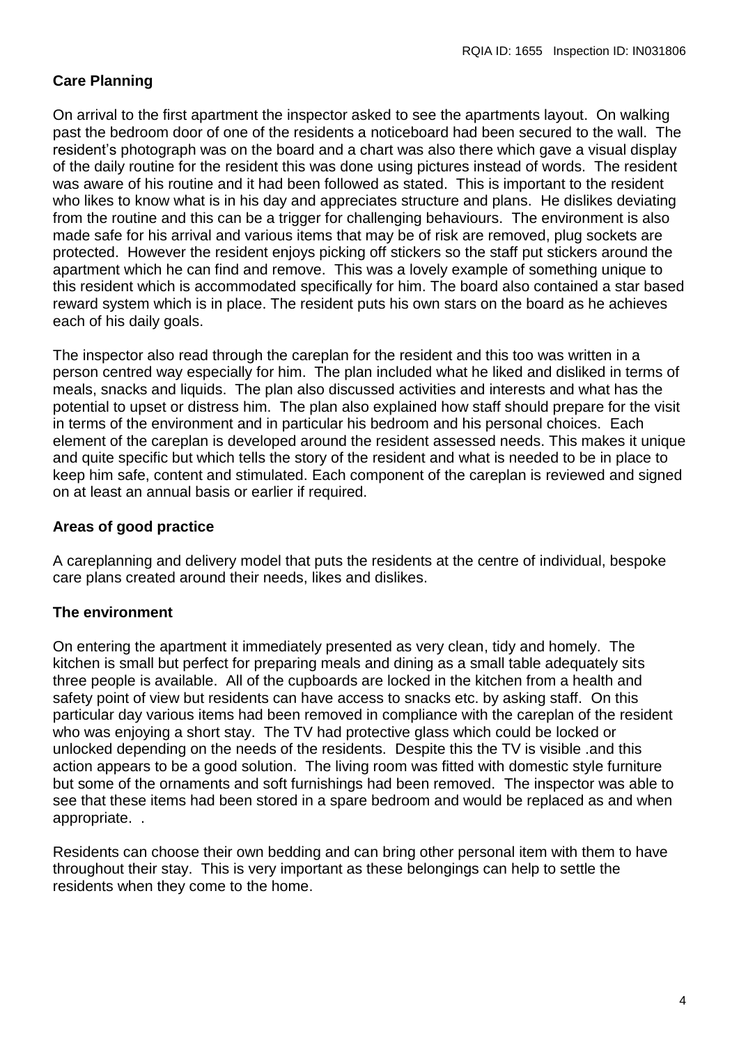**Care Planning**

On arrival to the first apartment the inspector asked to see the apartments layout. On walking past the bedroom door of one of the residents a noticeboard had been secured to the wall. The resident's photograph was on the board and a chart was also there which gave a visual display of the daily routine for the resident this was done using pictures instead of words. The resident was aware of his routine and it had been followed as stated. This is important to the resident who likes to know what is in his day and appreciates structure and plans. He dislikes deviating from the routine and this can be a trigger for challenging behaviours. The environment is also made safe for his arrival and various items that may be of risk are removed, plug sockets are protected. However the resident enjoys picking off stickers so the staff put stickers around the apartment which he can find and remove. This was a lovely example of something unique to this resident which is accommodated specifically for him. The board also contained a star based reward system which is in place. The resident puts his own stars on the board as he achieves each of his daily goals.

The inspector also read through the careplan for the resident and this too was written in a person centred way especially for him. The plan included what he liked and disliked in terms of meals, snacks and liquids. The plan also discussed activities and interests and what has the potential to upset or distress him. The plan also explained how staff should prepare for the visit in terms of the environment and in particular his bedroom and his personal choices. Each element of the careplan is developed around the resident assessed needs. This makes it unique and quite specific but which tells the story of the resident and what is needed to be in place to keep him safe, content and stimulated. Each component of the careplan is reviewed and signed on at least an annual basis or earlier if required.

**Areas of good practice**

A careplanning and delivery model that puts the residents at the centre of individual, bespoke care plans created around their needs, likes and dislikes.

**The environment**

On entering the apartment it immediately presented as very clean, tidy and homely. The kitchen is small but perfect for preparing meals and dining as a small table adequately sits three people is available. All of the cupboards are locked in the kitchen from a health and safety point of view but residents can have access to snacks etc. by asking staff. On this particular day various items had been removed in compliance with the careplan of the resident who was enjoying a short stay. The TV had protective glass which could be locked or unlocked depending on the needs of the residents. Despite this the TV is visible .and this action appears to be a good solution. The living room was fitted with domestic style furniture but some of the ornaments and soft furnishings had been removed. The inspector was able to see that these items had been stored in a spare bedroom and would be replaced as and when appropriate. .

Residents can choose their own bedding and can bring other personal item with them to have throughout their stay. This is very important as these belongings can help to settle the residents when they come to the home.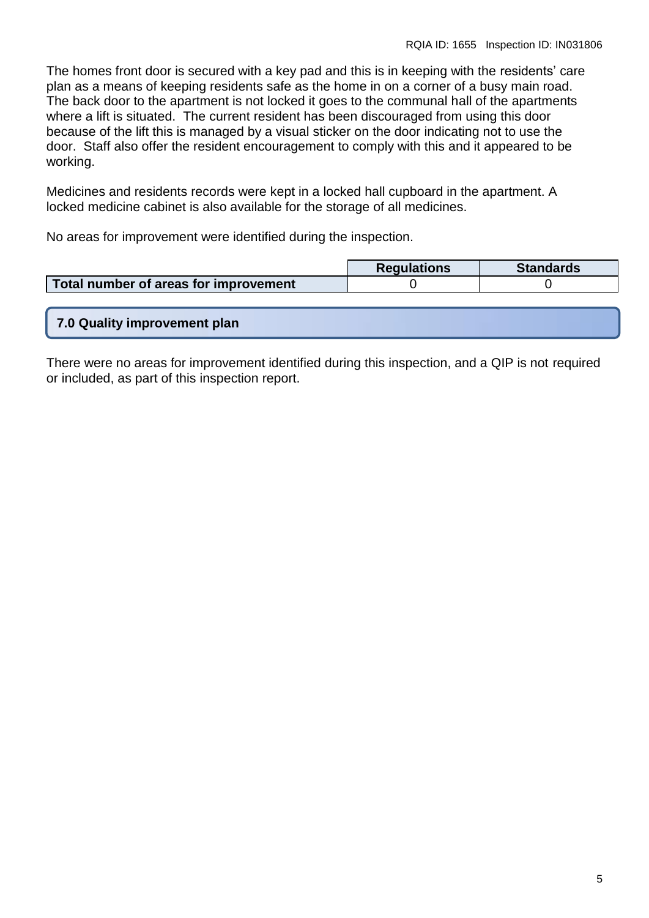The homes front door is secured with a key pad and this is in keeping with the residents' care plan as a means of keeping residents safe as the home in on a corner of a busy main road. The back door to the apartment is not locked it goes to the communal hall of the apartments where a lift is situated. The current resident has been discouraged from using this door because of the lift this is managed by a visual sticker on the door indicating not to use the door. Staff also offer the resident encouragement to comply with this and it appeared to be working.

Medicines and residents records were kept in a locked hall cupboard in the apartment. A locked medicine cabinet is also available for the storage of all medicines.

No areas for improvement were identified during the inspection.

| | Regulations | Standards |
|---|---|---|
| **Total number of areas for improvement** | 0 | 0 |

## 7.0 Quality improvement plan

There were no areas for improvement identified during this inspection, and a QIP is not required or included, as part of this inspection report.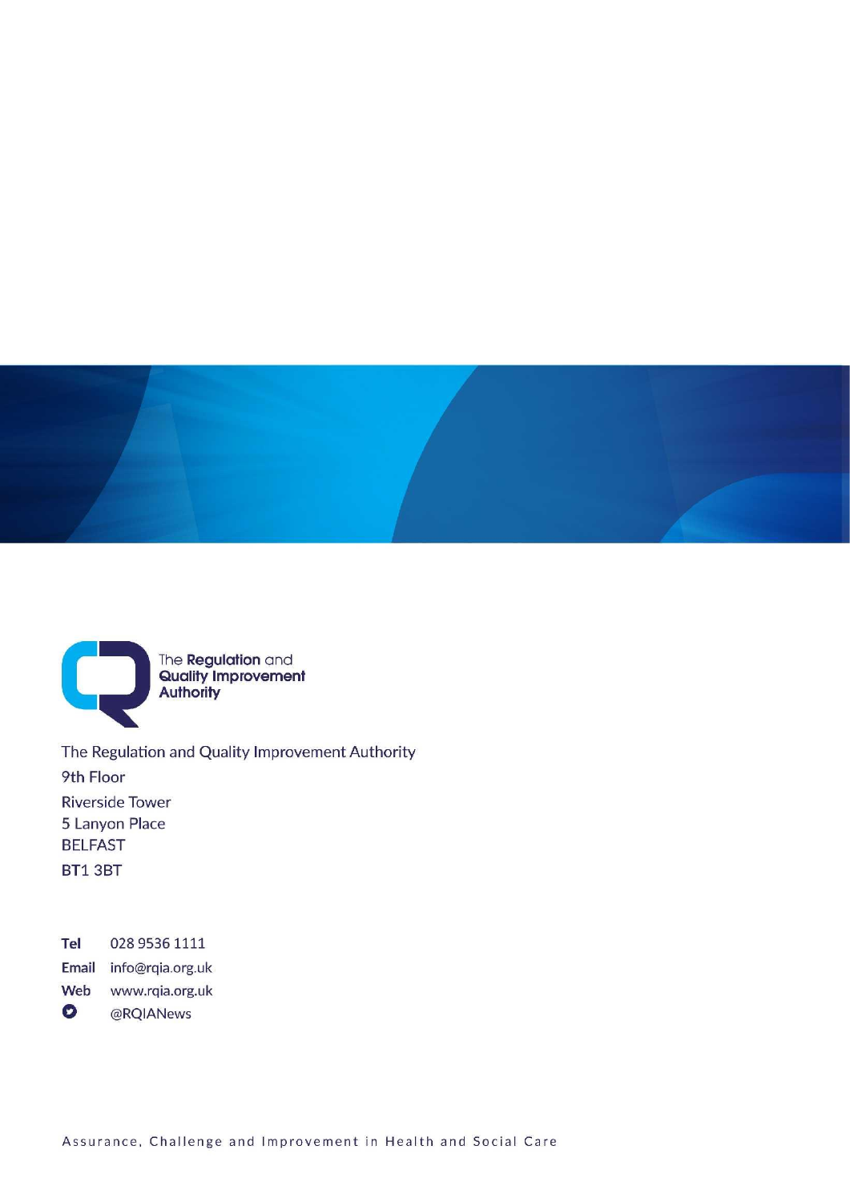The Regulation and Quality Improvement Authority

The Regulation and Quality Improvement Authority
9th Floor
Riverside Tower
5 Lanyon Place
BELFAST
BT1 3BT

Tel 028 9536 1111
Email info@rqia.org.uk
Web www.rqia.org.uk
@RQIANews

Assurance, Challenge and Improvement in Health and Social Care